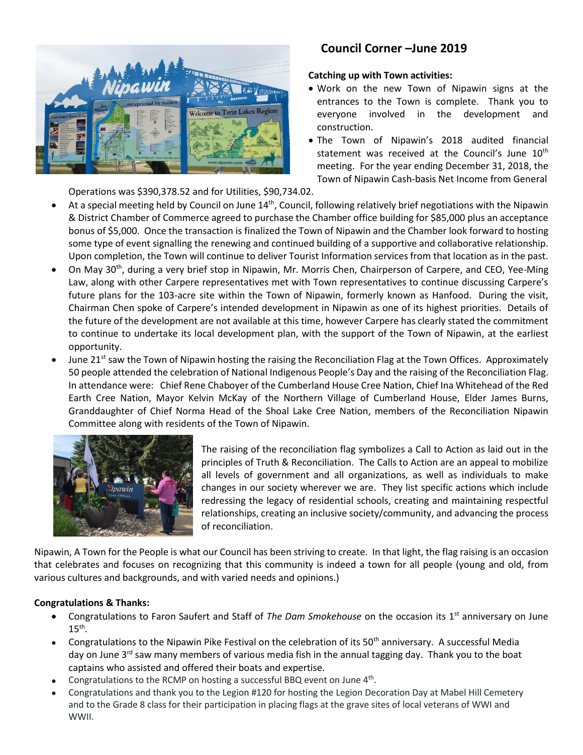## Council Corner –June 2019

**Catching up with Town activities:**

- Work on the new Town of Nipawin signs at the entrances to the Town is complete. Thank you to everyone involved in the development and construction.
- The Town of Nipawin's 2018 audited financial statement was received at the Council's June 10th meeting. For the year ending December 31, 2018, the Town of Nipawin Cash-basis Net Income from General Operations was $390,378.52 and for Utilities, $90,734.02.
- At a special meeting held by Council on June 14th, Council, following relatively brief negotiations with the Nipawin & District Chamber of Commerce agreed to purchase the Chamber office building for $85,000 plus an acceptance bonus of $5,000. Once the transaction is finalized the Town of Nipawin and the Chamber look forward to hosting some type of event signalling the renewing and continued building of a supportive and collaborative relationship. Upon completion, the Town will continue to deliver Tourist Information services from that location as in the past.
- On May 30th, during a very brief stop in Nipawin, Mr. Morris Chen, Chairperson of Carpere, and CEO, Yee-Ming Law, along with other Carpere representatives met with Town representatives to continue discussing Carpere's future plans for the 103-acre site within the Town of Nipawin, formerly known as Hanfood. During the visit, Chairman Chen spoke of Carpere's intended development in Nipawin as one of its highest priorities. Details of the future of the development are not available at this time, however Carpere has clearly stated the commitment to continue to undertake its local development plan, with the support of the Town of Nipawin, at the earliest opportunity.
- June 21st saw the Town of Nipawin hosting the raising the Reconciliation Flag at the Town Offices. Approximately 50 people attended the celebration of National Indigenous People's Day and the raising of the Reconciliation Flag. In attendance were: Chief Rene Chaboyer of the Cumberland House Cree Nation, Chief Ina Whitehead of the Red Earth Cree Nation, Mayor Kelvin McKay of the Northern Village of Cumberland House, Elder James Burns, Granddaughter of Chief Norma Head of the Shoal Lake Cree Nation, members of the Reconciliation Nipawin Committee along with residents of the Town of Nipawin.

The raising of the reconciliation flag symbolizes a Call to Action as laid out in the principles of Truth & Reconciliation. The Calls to Action are an appeal to mobilize all levels of government and all organizations, as well as individuals to make changes in our society wherever we are. They list specific actions which include redressing the legacy of residential schools, creating and maintaining respectful relationships, creating an inclusive society/community, and advancing the process of reconciliation.

Nipawin, A Town for the People is what our Council has been striving to create. In that light, the flag raising is an occasion that celebrates and focuses on recognizing that this community is indeed a town for all people (young and old, from various cultures and backgrounds, and with varied needs and opinions.)

**Congratulations & Thanks:**

- Congratulations to Faron Saufert and Staff of *The Dam Smokehouse* on the occasion its 1st anniversary on June 15th.
- Congratulations to the Nipawin Pike Festival on the celebration of its 50th anniversary. A successful Media day on June 3rd saw many members of various media fish in the annual tagging day. Thank you to the boat captains who assisted and offered their boats and expertise.
- Congratulations to the RCMP on hosting a successful BBQ event on June 4th.
- Congratulations and thank you to the Legion #120 for hosting the Legion Decoration Day at Mabel Hill Cemetery and to the Grade 8 class for their participation in placing flags at the grave sites of local veterans of WWI and WWII.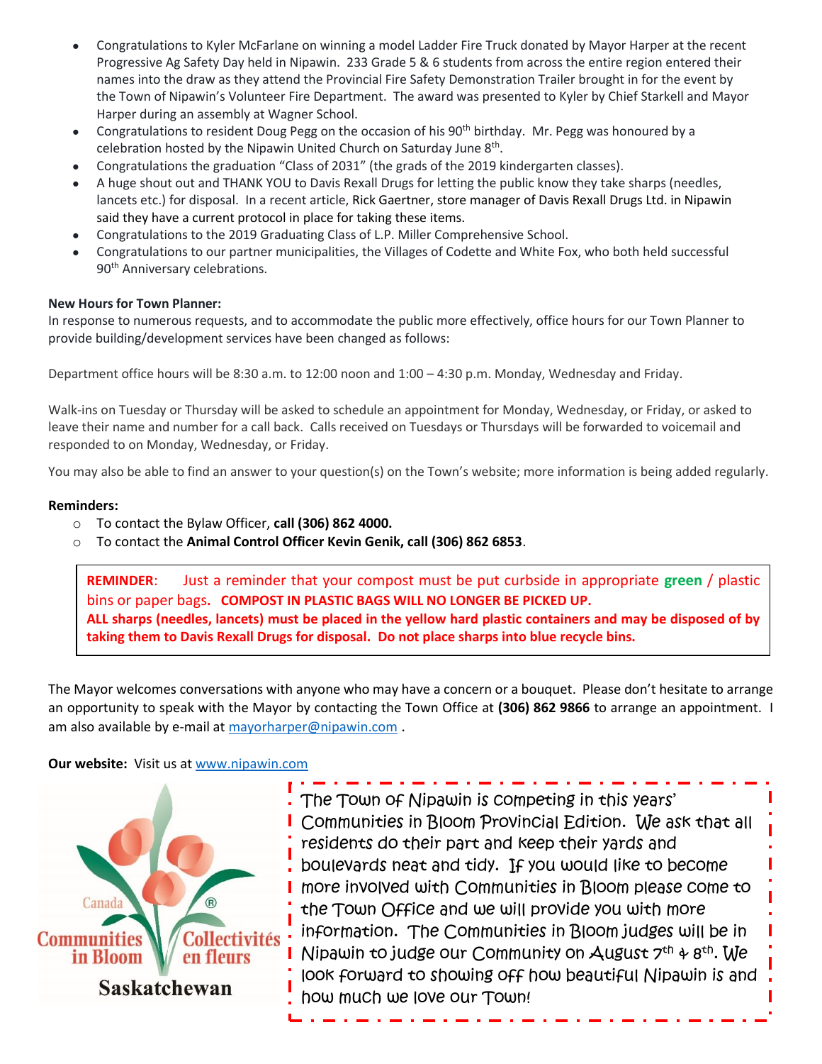- Congratulations to Kyler McFarlane on winning a model Ladder Fire Truck donated by Mayor Harper at the recent Progressive Ag Safety Day held in Nipawin. 233 Grade 5 & 6 students from across the entire region entered their names into the draw as they attend the Provincial Fire Safety Demonstration Trailer brought in for the event by the Town of Nipawin's Volunteer Fire Department. The award was presented to Kyler by Chief Starkell and Mayor Harper during an assembly at Wagner School.
- Congratulations to resident Doug Pegg on the occasion of his 90th birthday. Mr. Pegg was honoured by a celebration hosted by the Nipawin United Church on Saturday June 8th.
- Congratulations the graduation "Class of 2031" (the grads of the 2019 kindergarten classes).
- A huge shout out and THANK YOU to Davis Rexall Drugs for letting the public know they take sharps (needles, lancets etc.) for disposal. In a recent article, Rick Gaertner, store manager of Davis Rexall Drugs Ltd. in Nipawin said they have a current protocol in place for taking these items.
- Congratulations to the 2019 Graduating Class of L.P. Miller Comprehensive School.
- Congratulations to our partner municipalities, the Villages of Codette and White Fox, who both held successful 90th Anniversary celebrations.

**New Hours for Town Planner:**

In response to numerous requests, and to accommodate the public more effectively, office hours for our Town Planner to provide building/development services have been changed as follows:

Department office hours will be 8:30 a.m. to 12:00 noon and 1:00 – 4:30 p.m. Monday, Wednesday and Friday.

Walk-ins on Tuesday or Thursday will be asked to schedule an appointment for Monday, Wednesday, or Friday, or asked to leave their name and number for a call back. Calls received on Tuesdays or Thursdays will be forwarded to voicemail and responded to on Monday, Wednesday, or Friday.

You may also be able to find an answer to your question(s) on the Town's website; more information is being added regularly.

**Reminders:**

- To contact the Bylaw Officer, **call (306) 862 4000.**
- To contact the **Animal Control Officer Kevin Genik, call (306) 862 6853**.

**REMINDER**: Just a reminder that your compost must be put curbside in appropriate **green** / plastic bins or paper bags. **COMPOST IN PLASTIC BAGS WILL NO LONGER BE PICKED UP.**
**ALL sharps (needles, lancets) must be placed in the yellow hard plastic containers and may be disposed of by taking them to Davis Rexall Drugs for disposal. Do not place sharps into blue recycle bins.**

The Mayor welcomes conversations with anyone who may have a concern or a bouquet. Please don't hesitate to arrange an opportunity to speak with the Mayor by contacting the Town Office at **(306) 862 9866** to arrange an appointment. I am also available by e-mail at mayorharper@nipawin.com .

**Our website:** Visit us at www.nipawin.com

Canada Communities in Bloom Collectivités en fleurs Saskatchewan

The Town of Nipawin is competing in this years' Communities in Bloom Provincial Edition. We ask that all residents do their part and keep their yards and boulevards neat and tidy. If you would like to become more involved with Communities in Bloom please come to the Town Office and we will provide you with more information. The Communities in Bloom judges will be in Nipawin to judge our Community on August 7th & 8th. We look forward to showing off how beautiful Nipawin is and how much we love our Town!